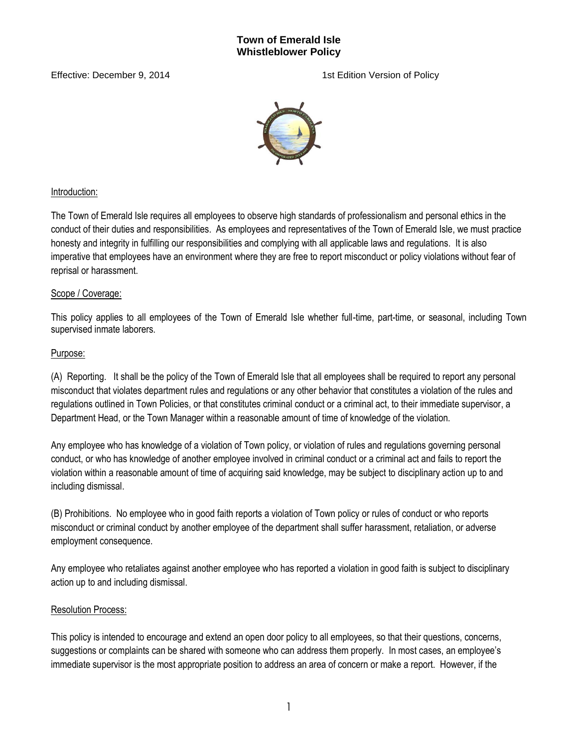# Town of Emerald Isle
## Whistleblower Policy

Effective: December 9, 2014 1st Edition Version of Policy

Introduction:

The Town of Emerald Isle requires all employees to observe high standards of professionalism and personal ethics in the conduct of their duties and responsibilities. As employees and representatives of the Town of Emerald Isle, we must practice honesty and integrity in fulfilling our responsibilities and complying with all applicable laws and regulations. It is also imperative that employees have an environment where they are free to report misconduct or policy violations without fear of reprisal or harassment.

Scope / Coverage:

This policy applies to all employees of the Town of Emerald Isle whether full-time, part-time, or seasonal, including Town supervised inmate laborers.

Purpose:

(A) Reporting. It shall be the policy of the Town of Emerald Isle that all employees shall be required to report any personal misconduct that violates department rules and regulations or any other behavior that constitutes a violation of the rules and regulations outlined in Town Policies, or that constitutes criminal conduct or a criminal act, to their immediate supervisor, a Department Head, or the Town Manager within a reasonable amount of time of knowledge of the violation.

Any employee who has knowledge of a violation of Town policy, or violation of rules and regulations governing personal conduct, or who has knowledge of another employee involved in criminal conduct or a criminal act and fails to report the violation within a reasonable amount of time of acquiring said knowledge, may be subject to disciplinary action up to and including dismissal.

(B) Prohibitions. No employee who in good faith reports a violation of Town policy or rules of conduct or who reports misconduct or criminal conduct by another employee of the department shall suffer harassment, retaliation, or adverse employment consequence.

Any employee who retaliates against another employee who has reported a violation in good faith is subject to disciplinary action up to and including dismissal.

Resolution Process:

This policy is intended to encourage and extend an open door policy to all employees, so that their questions, concerns, suggestions or complaints can be shared with someone who can address them properly. In most cases, an employee's immediate supervisor is the most appropriate position to address an area of concern or make a report. However, if the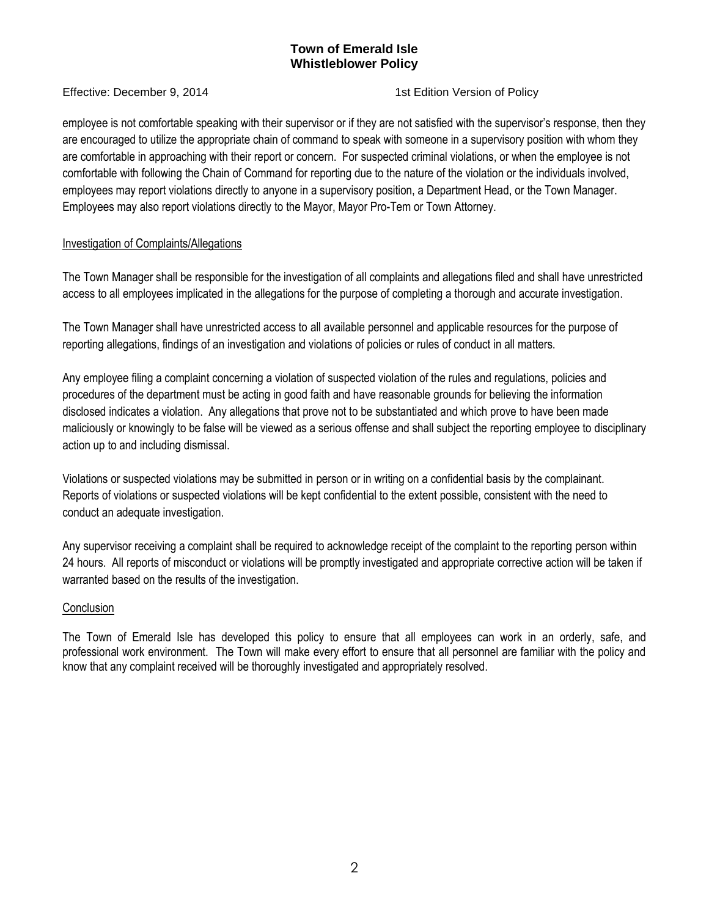employee is not comfortable speaking with their supervisor or if they are not satisfied with the supervisor's response, then they are encouraged to utilize the appropriate chain of command to speak with someone in a supervisory position with whom they are comfortable in approaching with their report or concern. For suspected criminal violations, or when the employee is not comfortable with following the Chain of Command for reporting due to the nature of the violation or the individuals involved, employees may report violations directly to anyone in a supervisory position, a Department Head, or the Town Manager. Employees may also report violations directly to the Mayor, Mayor Pro-Tem or Town Attorney.

<u>Investigation of Complaints/Allegations</u>

The Town Manager shall be responsible for the investigation of all complaints and allegations filed and shall have unrestricted access to all employees implicated in the allegations for the purpose of completing a thorough and accurate investigation.

The Town Manager shall have unrestricted access to all available personnel and applicable resources for the purpose of reporting allegations, findings of an investigation and violations of policies or rules of conduct in all matters.

Any employee filing a complaint concerning a violation of suspected violation of the rules and regulations, policies and procedures of the department must be acting in good faith and have reasonable grounds for believing the information disclosed indicates a violation. Any allegations that prove not to be substantiated and which prove to have been made maliciously or knowingly to be false will be viewed as a serious offense and shall subject the reporting employee to disciplinary action up to and including dismissal.

Violations or suspected violations may be submitted in person or in writing on a confidential basis by the complainant. Reports of violations or suspected violations will be kept confidential to the extent possible, consistent with the need to conduct an adequate investigation.

Any supervisor receiving a complaint shall be required to acknowledge receipt of the complaint to the reporting person within 24 hours. All reports of misconduct or violations will be promptly investigated and appropriate corrective action will be taken if warranted based on the results of the investigation.

<u>Conclusion</u>

The Town of Emerald Isle has developed this policy to ensure that all employees can work in an orderly, safe, and professional work environment. The Town will make every effort to ensure that all personnel are familiar with the policy and know that any complaint received will be thoroughly investigated and appropriately resolved.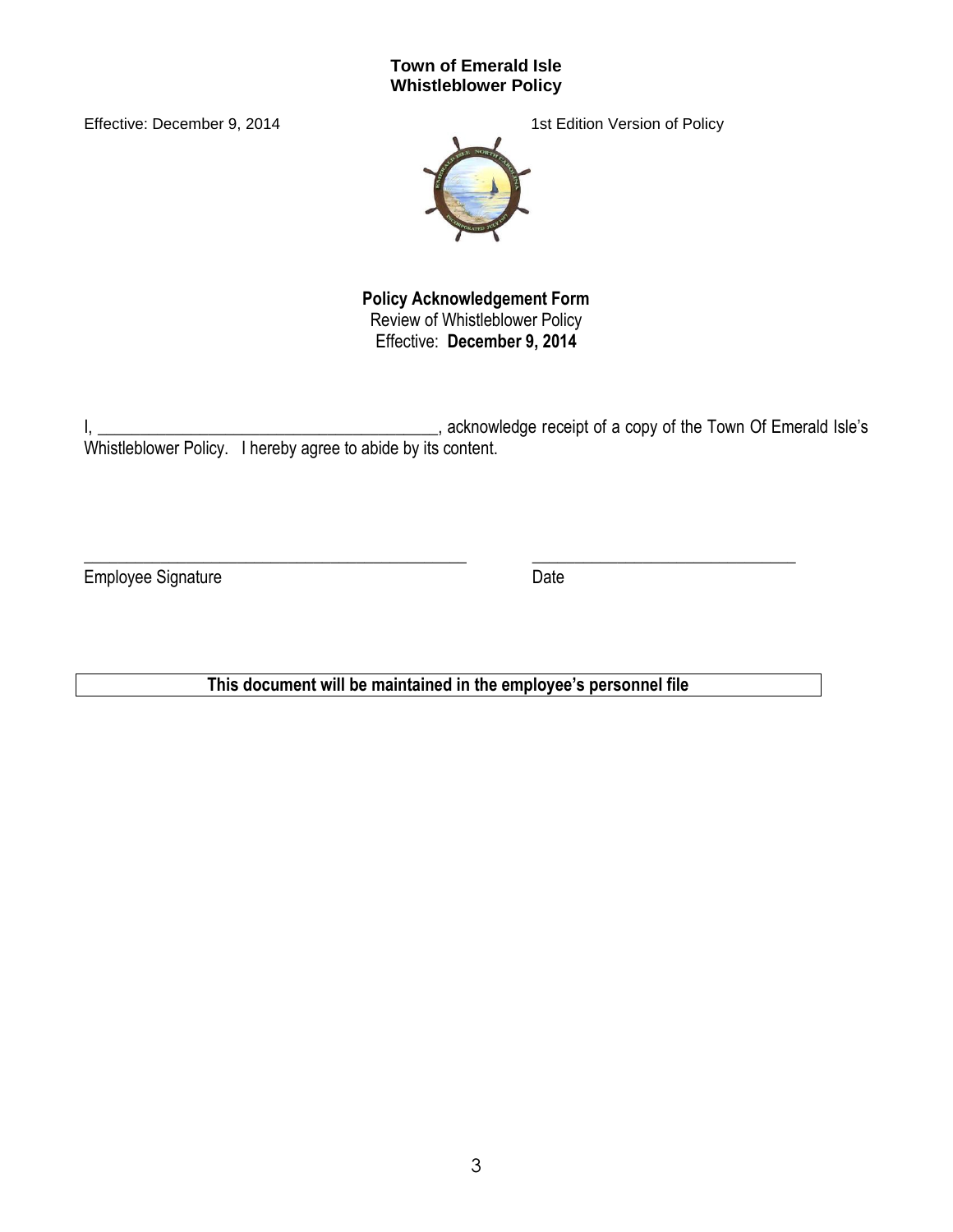**Town of Emerald Isle**
**Whistleblower Policy**

Effective: December 9, 2014 1st Edition Version of Policy

**Policy Acknowledgement Form**
Review of Whistleblower Policy
Effective: **December 9, 2014**

I, ______________________________________, acknowledge receipt of a copy of the Town Of Emerald Isle's Whistleblower Policy. I hereby agree to abide by its content.

_____________________________________________ ______________________________

Employee Signature Date

**This document will be maintained in the employee's personnel file**